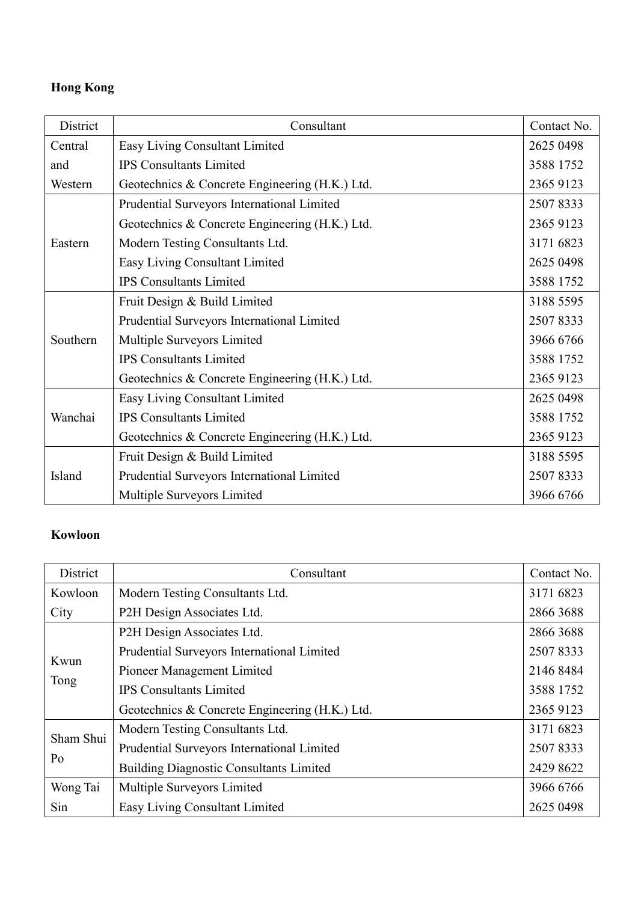**Hong Kong**

| District | Consultant | Contact No. |
| --- | --- | --- |
| Central and Western | Easy Living Consultant Limited | 2625 0498 |
| | IPS Consultants Limited | 3588 1752 |
| | Geotechnics & Concrete Engineering (H.K.) Ltd. | 2365 9123 |
| Eastern | Prudential Surveyors International Limited | 2507 8333 |
| | Geotechnics & Concrete Engineering (H.K.) Ltd. | 2365 9123 |
| | Modern Testing Consultants Ltd. | 3171 6823 |
| | Easy Living Consultant Limited | 2625 0498 |
| | IPS Consultants Limited | 3588 1752 |
| Southern | Fruit Design & Build Limited | 3188 5595 |
| | Prudential Surveyors International Limited | 2507 8333 |
| | Multiple Surveyors Limited | 3966 6766 |
| | IPS Consultants Limited | 3588 1752 |
| | Geotechnics & Concrete Engineering (H.K.) Ltd. | 2365 9123 |
| Wanchai | Easy Living Consultant Limited | 2625 0498 |
| | IPS Consultants Limited | 3588 1752 |
| | Geotechnics & Concrete Engineering (H.K.) Ltd. | 2365 9123 |
| Island | Fruit Design & Build Limited | 3188 5595 |
| | Prudential Surveyors International Limited | 2507 8333 |
| | Multiple Surveyors Limited | 3966 6766 |

**Kowloon**

| District | Consultant | Contact No. |
| --- | --- | --- |
| Kowloon City | Modern Testing Consultants Ltd. | 3171 6823 |
| | P2H Design Associates Ltd. | 2866 3688 |
| Kwun Tong | P2H Design Associates Ltd. | 2866 3688 |
| | Prudential Surveyors International Limited | 2507 8333 |
| | Pioneer Management Limited | 2146 8484 |
| | IPS Consultants Limited | 3588 1752 |
| | Geotechnics & Concrete Engineering (H.K.) Ltd. | 2365 9123 |
| Sham Shui Po | Modern Testing Consultants Ltd. | 3171 6823 |
| | Prudential Surveyors International Limited | 2507 8333 |
| | Building Diagnostic Consultants Limited | 2429 8622 |
| Wong Tai Sin | Multiple Surveyors Limited | 3966 6766 |
| | Easy Living Consultant Limited | 2625 0498 |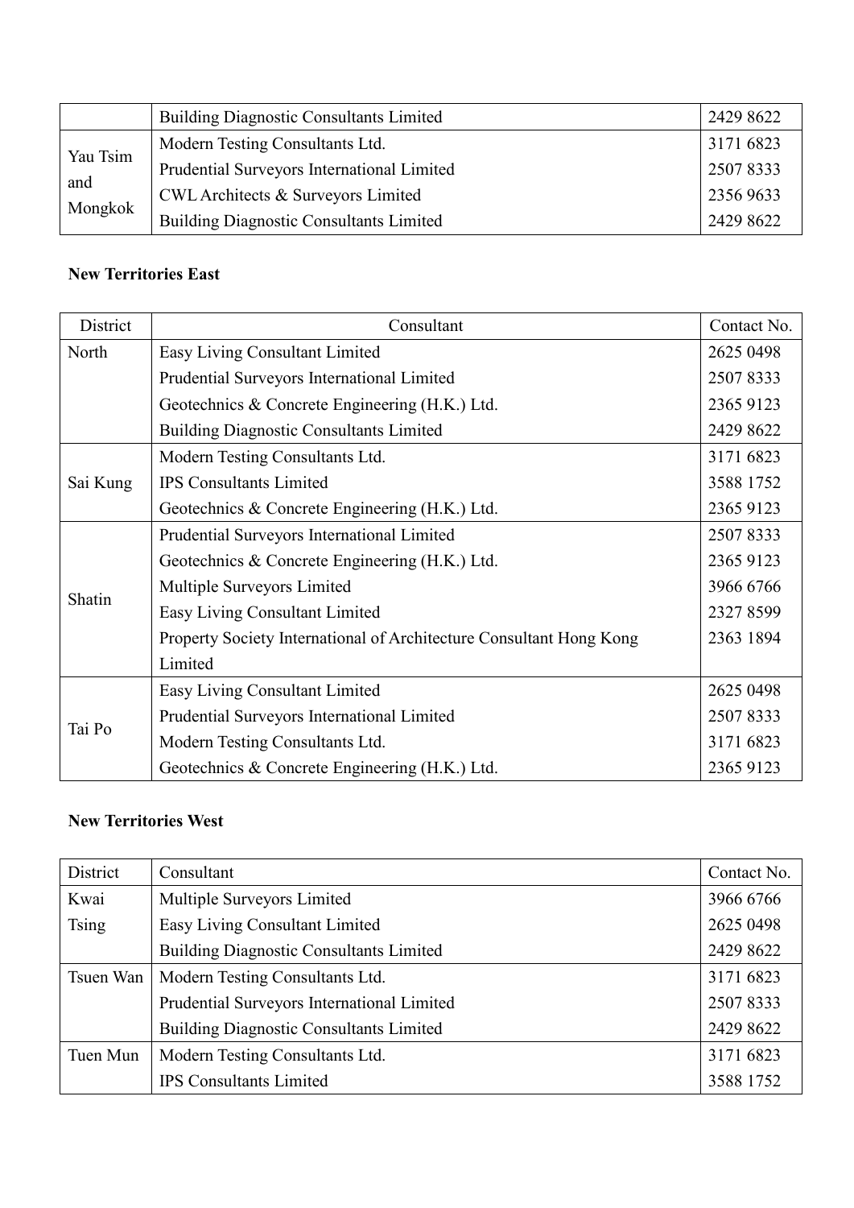| | | |
|---|---|---|
| | Building Diagnostic Consultants Limited | 2429 8622 |
| Yau Tsim and Mongkok | Modern Testing Consultants Ltd. | 3171 6823 |
| | Prudential Surveyors International Limited | 2507 8333 |
| | CWL Architects & Surveyors Limited | 2356 9633 |
| | Building Diagnostic Consultants Limited | 2429 8622 |

**New Territories East**

| District | Consultant | Contact No. |
|---|---|---|
| North | Easy Living Consultant Limited | 2625 0498 |
| | Prudential Surveyors International Limited | 2507 8333 |
| | Geotechnics & Concrete Engineering (H.K.) Ltd. | 2365 9123 |
| | Building Diagnostic Consultants Limited | 2429 8622 |
| Sai Kung | Modern Testing Consultants Ltd. | 3171 6823 |
| | IPS Consultants Limited | 3588 1752 |
| | Geotechnics & Concrete Engineering (H.K.) Ltd. | 2365 9123 |
| Shatin | Prudential Surveyors International Limited | 2507 8333 |
| | Geotechnics & Concrete Engineering (H.K.) Ltd. | 2365 9123 |
| | Multiple Surveyors Limited | 3966 6766 |
| | Easy Living Consultant Limited | 2327 8599 |
| | Property Society International of Architecture Consultant Hong Kong Limited | 2363 1894 |
| Tai Po | Easy Living Consultant Limited | 2625 0498 |
| | Prudential Surveyors International Limited | 2507 8333 |
| | Modern Testing Consultants Ltd. | 3171 6823 |
| | Geotechnics & Concrete Engineering (H.K.) Ltd. | 2365 9123 |

**New Territories West**

| District | Consultant | Contact No. |
|---|---|---|
| Kwai Tsing | Multiple Surveyors Limited | 3966 6766 |
| | Easy Living Consultant Limited | 2625 0498 |
| | Building Diagnostic Consultants Limited | 2429 8622 |
| Tsuen Wan | Modern Testing Consultants Ltd. | 3171 6823 |
| | Prudential Surveyors International Limited | 2507 8333 |
| | Building Diagnostic Consultants Limited | 2429 8622 |
| Tuen Mun | Modern Testing Consultants Ltd. | 3171 6823 |
| | IPS Consultants Limited | 3588 1752 |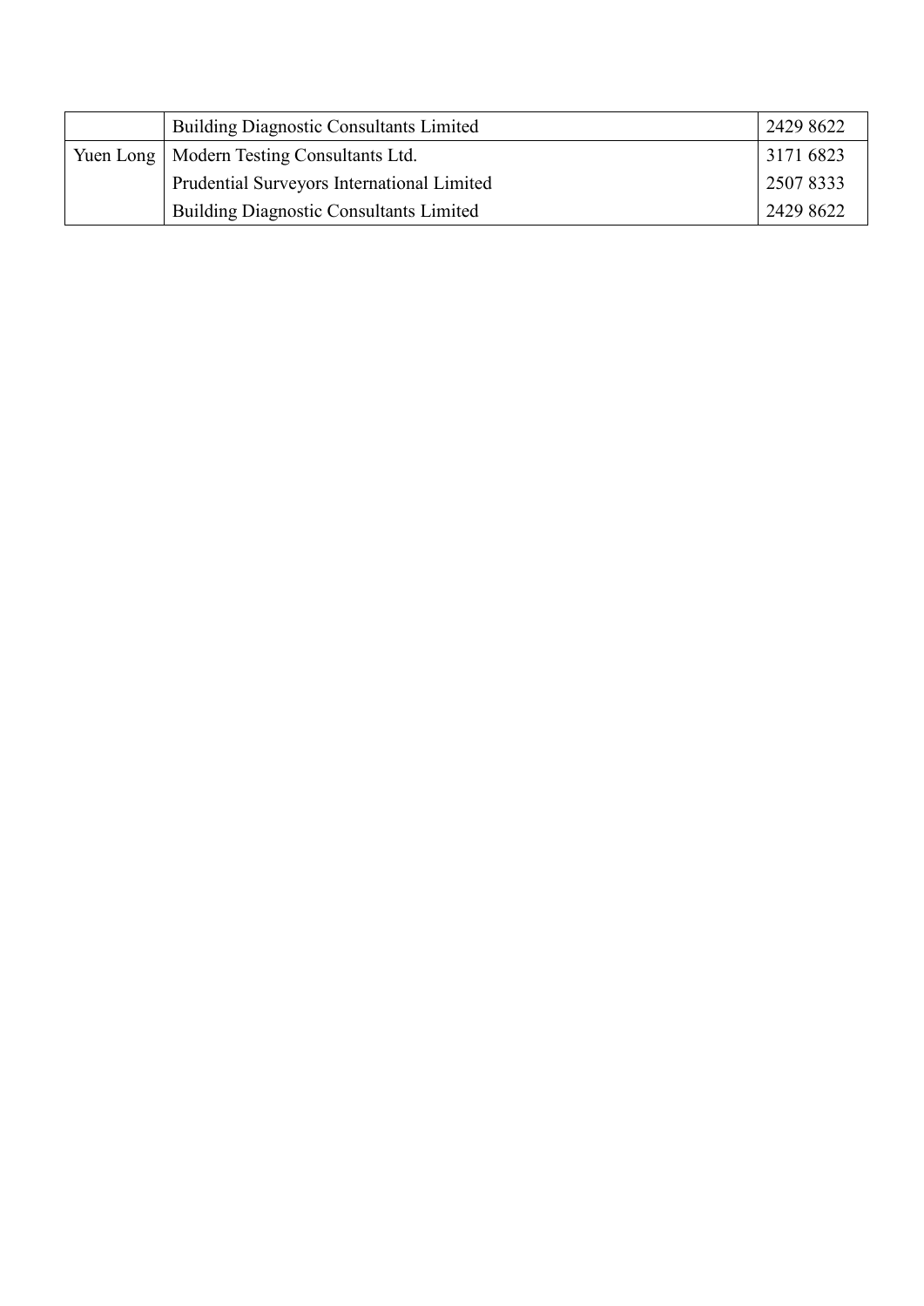| | | |
|---|---|---|
| | Building Diagnostic Consultants Limited | 2429 8622 |
| Yuen Long | Modern Testing Consultants Ltd. | 3171 6823 |
| | Prudential Surveyors International Limited | 2507 8333 |
| | Building Diagnostic Consultants Limited | 2429 8622 |